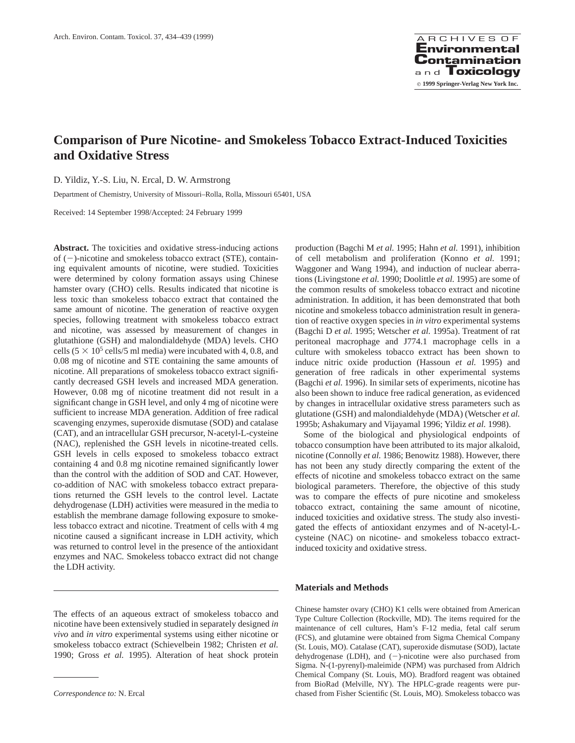# Comparison of Pure Nicotine- and Smokeless Tobacco Extract-Induced Toxicities and Oxidative Stress

D. Yildiz, Y.-S. Liu, N. Ercal, D. W. Armstrong

Department of Chemistry, University of Missouri–Rolla, Rolla, Missouri 65401, USA

Received: 14 September 1998/Accepted: 24 February 1999

**Abstract.** The toxicities and oxidative stress-inducing actions of (−)-nicotine and smokeless tobacco extract (STE), containing equivalent amounts of nicotine, were studied. Toxicities were determined by colony formation assays using Chinese hamster ovary (CHO) cells. Results indicated that nicotine is less toxic than smokeless tobacco extract that contained the same amount of nicotine. The generation of reactive oxygen species, following treatment with smokeless tobacco extract and nicotine, was assessed by measurement of changes in glutathione (GSH) and malondialdehyde (MDA) levels. CHO cells ($5 \times 10^5$ cells/5 ml media) were incubated with 4, 0.8, and 0.08 mg of nicotine and STE containing the same amounts of nicotine. All preparations of smokeless tobacco extract significantly decreased GSH levels and increased MDA generation. However, 0.08 mg of nicotine treatment did not result in a significant change in GSH level, and only 4 mg of nicotine were sufficient to increase MDA generation. Addition of free radical scavenging enzymes, superoxide dismutase (SOD) and catalase (CAT), and an intracellular GSH precursor, N-acetyl-L-cysteine (NAC), replenished the GSH levels in nicotine-treated cells. GSH levels in cells exposed to smokeless tobacco extract containing 4 and 0.8 mg nicotine remained significantly lower than the control with the addition of SOD and CAT. However, co-addition of NAC with smokeless tobacco extract preparations returned the GSH levels to the control level. Lactate dehydrogenase (LDH) activities were measured in the media to establish the membrane damage following exposure to smokeless tobacco extract and nicotine. Treatment of cells with 4 mg nicotine caused a significant increase in LDH activity, which was returned to control level in the presence of the antioxidant enzymes and NAC. Smokeless tobacco extract did not change the LDH activity.

---

The effects of an aqueous extract of smokeless tobacco and nicotine have been extensively studied in separately designed *in vivo* and *in vitro* experimental systems using either nicotine or smokeless tobacco extract (Schievelbein 1982; Christen *et al.* 1990; Gross *et al.* 1995). Alteration of heat shock protein production (Bagchi M *et al.* 1995; Hahn *et al.* 1991), inhibition of cell metabolism and proliferation (Konno *et al.* 1991; Waggoner and Wang 1994), and induction of nuclear aberrations (Livingstone *et al.* 1990; Doolittle *et al.* 1995) are some of the common results of smokeless tobacco extract and nicotine administration. In addition, it has been demonstrated that both nicotine and smokeless tobacco administration result in generation of reactive oxygen species in *in vitro* experimental systems (Bagchi D *et al.* 1995; Wetscher *et al.* 1995a). Treatment of rat peritoneal macrophage and J774.1 macrophage cells in a culture with smokeless tobacco extract has been shown to induce nitric oxide production (Hassoun *et al.* 1995) and generation of free radicals in other experimental systems (Bagchi *et al.* 1996). In similar sets of experiments, nicotine has also been shown to induce free radical generation, as evidenced by changes in intracellular oxidative stress parameters such as glutatione (GSH) and malondialdehyde (MDA) (Wetscher *et al.* 1995b; Ashakumary and Vijayamal 1996; Yildiz *et al.* 1998).

Some of the biological and physiological endpoints of tobacco consumption have been attributed to its major alkaloid, nicotine (Connolly *et al.* 1986; Benowitz 1988). However, there has not been any study directly comparing the extent of the effects of nicotine and smokeless tobacco extract on the same biological parameters. Therefore, the objective of this study was to compare the effects of pure nicotine and smokeless tobacco extract, containing the same amount of nicotine, induced toxicities and oxidative stress. The study also investigated the effects of antioxidant enzymes and of N-acetyl-L-cysteine (NAC) on nicotine- and smokeless tobacco extract-induced toxicity and oxidative stress.

## Materials and Methods

Chinese hamster ovary (CHO) K1 cells were obtained from American Type Culture Collection (Rockville, MD). The items required for the maintenance of cell cultures, Ham's F-12 media, fetal calf serum (FCS), and glutamine were obtained from Sigma Chemical Company (St. Louis, MO). Catalase (CAT), superoxide dismutase (SOD), lactate dehydrogenase (LDH), and (−)-nicotine were also purchased from Sigma. N-(1-pyrenyl)-maleimide (NPM) was purchased from Aldrich Chemical Company (St. Louis, MO). Bradford reagent was obtained from BioRad (Melville, NY). The HPLC-grade reagents were purchased from Fisher Scientific (St. Louis, MO). Smokeless tobacco was

---

*Correspondence to:* N. Ercal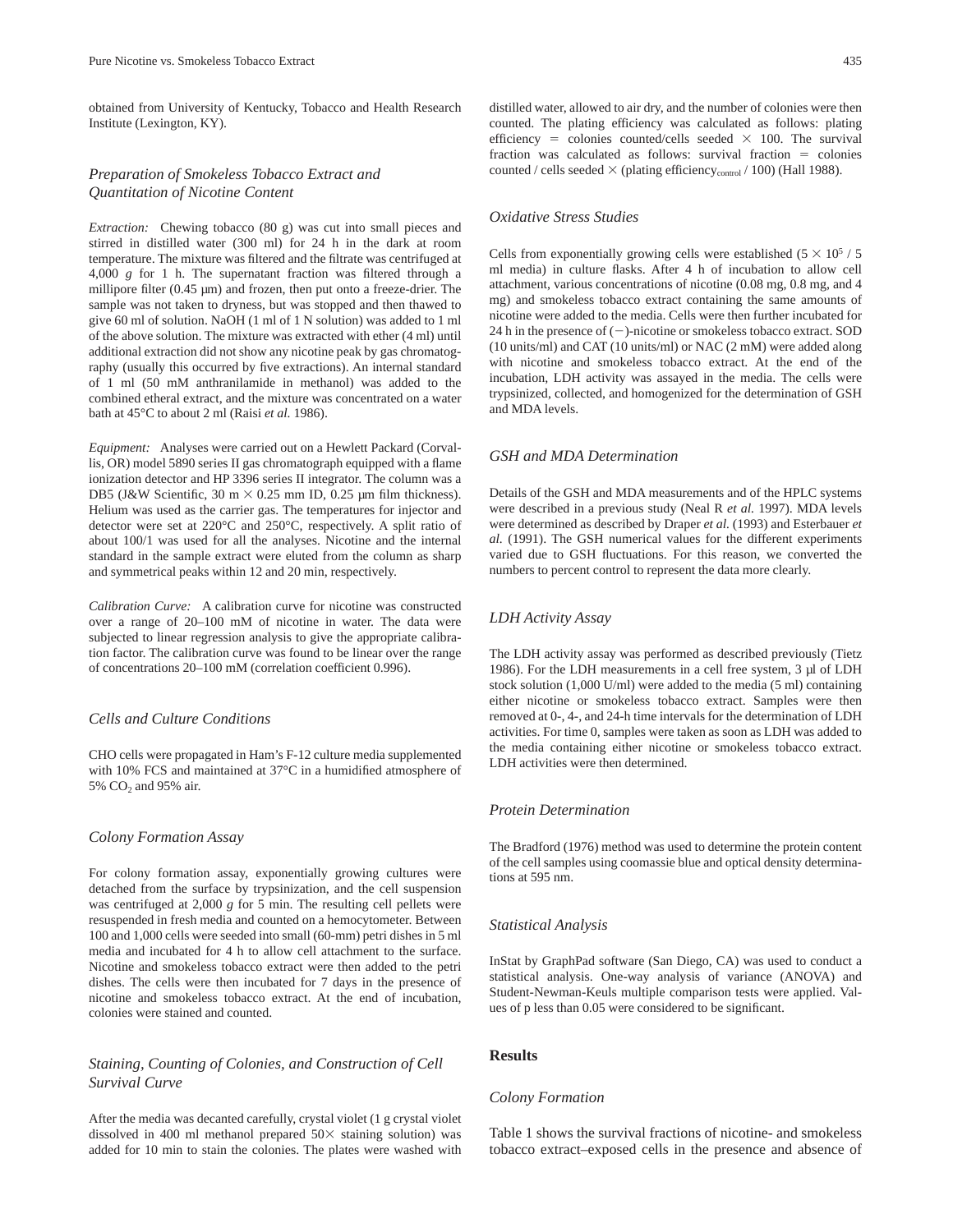obtained from University of Kentucky, Tobacco and Health Research Institute (Lexington, KY).

### *Preparation of Smokeless Tobacco Extract and Quantitation of Nicotine Content*

*Extraction:* Chewing tobacco (80 g) was cut into small pieces and stirred in distilled water (300 ml) for 24 h in the dark at room temperature. The mixture was filtered and the filtrate was centrifuged at 4,000 *g* for 1 h. The supernatant fraction was filtered through a millipore filter (0.45 µm) and frozen, then put onto a freeze-drier. The sample was not taken to dryness, but was stopped and then thawed to give 60 ml of solution. NaOH (1 ml of 1 N solution) was added to 1 ml of the above solution. The mixture was extracted with ether (4 ml) until additional extraction did not show any nicotine peak by gas chromatography (usually this occurred by five extractions). An internal standard of 1 ml (50 mM anthranilamide in methanol) was added to the combined etheral extract, and the mixture was concentrated on a water bath at 45°C to about 2 ml (Raisi *et al.* 1986).

*Equipment:* Analyses were carried out on a Hewlett Packard (Corvallis, OR) model 5890 series II gas chromatograph equipped with a flame ionization detector and HP 3396 series II integrator. The column was a DB5 (J&W Scientific, 30 m × 0.25 mm ID, 0.25 µm film thickness). Helium was used as the carrier gas. The temperatures for injector and detector were set at 220°C and 250°C, respectively. A split ratio of about 100/1 was used for all the analyses. Nicotine and the internal standard in the sample extract were eluted from the column as sharp and symmetrical peaks within 12 and 20 min, respectively.

*Calibration Curve:* A calibration curve for nicotine was constructed over a range of 20–100 mM of nicotine in water. The data were subjected to linear regression analysis to give the appropriate calibration factor. The calibration curve was found to be linear over the range of concentrations 20–100 mM (correlation coefficient 0.996).

### *Cells and Culture Conditions*

CHO cells were propagated in Ham's F-12 culture media supplemented with 10% FCS and maintained at 37°C in a humidified atmosphere of 5% $CO_2$ and 95% air.

### *Colony Formation Assay*

For colony formation assay, exponentially growing cultures were detached from the surface by trypsinization, and the cell suspension was centrifuged at 2,000 *g* for 5 min. The resulting cell pellets were resuspended in fresh media and counted on a hemocytometer. Between 100 and 1,000 cells were seeded into small (60-mm) petri dishes in 5 ml media and incubated for 4 h to allow cell attachment to the surface. Nicotine and smokeless tobacco extract were then added to the petri dishes. The cells were then incubated for 7 days in the presence of nicotine and smokeless tobacco extract. At the end of incubation, colonies were stained and counted.

### *Staining, Counting of Colonies, and Construction of Cell Survival Curve*

After the media was decanted carefully, crystal violet (1 g crystal violet dissolved in 400 ml methanol prepared 50× staining solution) was added for 10 min to stain the colonies. The plates were washed with distilled water, allowed to air dry, and the number of colonies were then counted. The plating efficiency was calculated as follows: plating efficiency = colonies counted/cells seeded × 100. The survival fraction was calculated as follows: survival fraction = colonies counted / cells seeded × (plating efficiency$_{control}$ / 100) (Hall 1988).

### *Oxidative Stress Studies*

Cells from exponentially growing cells were established ($5 \times 10^5$ / 5 ml media) in culture flasks. After 4 h of incubation to allow cell attachment, various concentrations of nicotine (0.08 mg, 0.8 mg, and 4 mg) and smokeless tobacco extract containing the same amounts of nicotine were added to the media. Cells were then further incubated for 24 h in the presence of (−)-nicotine or smokeless tobacco extract. SOD (10 units/ml) and CAT (10 units/ml) or NAC (2 mM) were added along with nicotine and smokeless tobacco extract. At the end of the incubation, LDH activity was assayed in the media. The cells were trypsinized, collected, and homogenized for the determination of GSH and MDA levels.

### *GSH and MDA Determination*

Details of the GSH and MDA measurements and of the HPLC systems were described in a previous study (Neal R *et al.* 1997). MDA levels were determined as described by Draper *et al.* (1993) and Esterbauer *et al.* (1991). The GSH numerical values for the different experiments varied due to GSH fluctuations. For this reason, we converted the numbers to percent control to represent the data more clearly.

### *LDH Activity Assay*

The LDH activity assay was performed as described previously (Tietz 1986). For the LDH measurements in a cell free system, 3 µl of LDH stock solution (1,000 U/ml) were added to the media (5 ml) containing either nicotine or smokeless tobacco extract. Samples were then removed at 0-, 4-, and 24-h time intervals for the determination of LDH activities. For time 0, samples were taken as soon as LDH was added to the media containing either nicotine or smokeless tobacco extract. LDH activities were then determined.

### *Protein Determination*

The Bradford (1976) method was used to determine the protein content of the cell samples using coomassie blue and optical density determinations at 595 nm.

### *Statistical Analysis*

InStat by GraphPad software (San Diego, CA) was used to conduct a statistical analysis. One-way analysis of variance (ANOVA) and Student-Newman-Keuls multiple comparison tests were applied. Values of p less than 0.05 were considered to be significant.

## Results

### *Colony Formation*

Table 1 shows the survival fractions of nicotine- and smokeless tobacco extract–exposed cells in the presence and absence of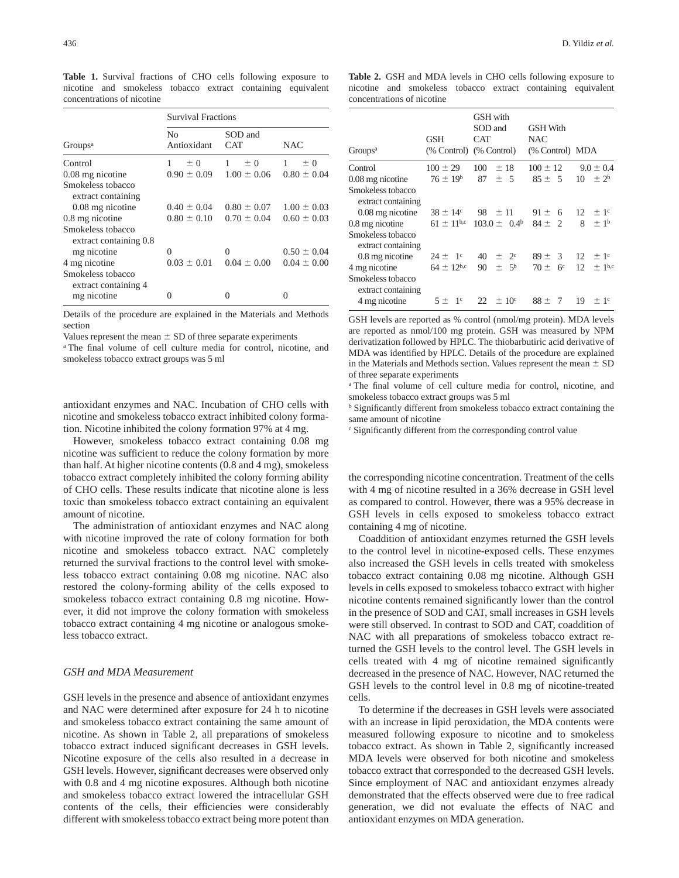**Table 1.** Survival fractions of CHO cells following exposure to nicotine and smokeless tobacco extract containing equivalent concentrations of nicotine

| Groups[a] | Survival Fractions | | |
|---|---|---|---|
| | No Antioxidant | SOD and CAT | NAC |
| Control | 1 ± 0 | 1 ± 0 | 1 ± 0 |
| 0.08 mg nicotine | 0.90 ± 0.09 | 1.00 ± 0.06 | 0.80 ± 0.04 |
| Smokeless tobacco extract containing 0.08 mg nicotine | 0.40 ± 0.04 | 0.80 ± 0.07 | 1.00 ± 0.03 |
| 0.8 mg nicotine | 0.80 ± 0.10 | 0.70 ± 0.04 | 0.60 ± 0.03 |
| Smokeless tobacco extract containing 0.8 mg nicotine | 0 | 0 | 0.50 ± 0.04 |
| 4 mg nicotine | 0.03 ± 0.01 | 0.04 ± 0.00 | 0.04 ± 0.00 |
| Smokeless tobacco extract containing 4 mg nicotine | 0 | 0 | 0 |

Details of the procedure are explained in the Materials and Methods section

Values represent the mean ± SD of three separate experiments

[a] The final volume of cell culture media for control, nicotine, and smokeless tobacco extract groups was 5 ml

antioxidant enzymes and NAC. Incubation of CHO cells with nicotine and smokeless tobacco extract inhibited colony formation. Nicotine inhibited the colony formation 97% at 4 mg.

However, smokeless tobacco extract containing 0.08 mg nicotine was sufficient to reduce the colony formation by more than half. At higher nicotine contents (0.8 and 4 mg), smokeless tobacco extract completely inhibited the colony forming ability of CHO cells. These results indicate that nicotine alone is less toxic than smokeless tobacco extract containing an equivalent amount of nicotine.

The administration of antioxidant enzymes and NAC along with nicotine improved the rate of colony formation for both nicotine and smokeless tobacco extract. NAC completely returned the survival fractions to the control level with smokeless tobacco extract containing 0.08 mg nicotine. NAC also restored the colony-forming ability of the cells exposed to smokeless tobacco extract containing 0.8 mg nicotine. However, it did not improve the colony formation with smokeless tobacco extract containing 4 mg nicotine or analogous smokeless tobacco extract.

### *GSH and MDA Measurement*

GSH levels in the presence and absence of antioxidant enzymes and NAC were determined after exposure for 24 h to nicotine and smokeless tobacco extract containing the same amount of nicotine. As shown in Table 2, all preparations of smokeless tobacco extract induced significant decreases in GSH levels. Nicotine exposure of the cells also resulted in a decrease in GSH levels. However, significant decreases were observed only with 0.8 and 4 mg nicotine exposures. Although both nicotine and smokeless tobacco extract lowered the intracellular GSH contents of the cells, their efficiencies were considerably different with smokeless tobacco extract being more potent than the corresponding nicotine concentration. Treatment of the cells with 4 mg of nicotine resulted in a 36% decrease in GSH level as compared to control. However, there was a 95% decrease in GSH levels in cells exposed to smokeless tobacco extract containing 4 mg of nicotine.

**Table 2.** GSH and MDA levels in CHO cells following exposure to nicotine and smokeless tobacco extract containing equivalent concentrations of nicotine

| Groups[a] | GSH (% Control) | GSH with SOD and CAT (% Control) | GSH With NAC (% Control) | MDA |
|---|---|---|---|---|
| Control | 100 ± 29 | 100 ± 18 | 100 ± 12 | 9.0 ± 0.4 |
| 0.08 mg nicotine | 76 ± 19[b] | 87 ± 5 | 85 ± 5 | 10 ± 2[b] |
| Smokeless tobacco extract containing 0.08 mg nicotine | 38 ± 14[c] | 98 ± 11 | 91 ± 6 | 12 ± 1[c] |
| 0.8 mg nicotine | 61 ± 11[b,c] | 103.0 ± 0.4[b] | 84 ± 2 | 8 ± 1[b] |
| Smokeless tobacco extract containing 0.8 mg nicotine | 24 ± 1[c] | 40 ± 2[c] | 89 ± 3 | 12 ± 1[c] |
| 4 mg nicotine | 64 ± 12[b,c] | 90 ± 5[b] | 70 ± 6[c] | 12 ± 1[b,c] |
| Smokeless tobacco extract containing 4 mg nicotine | 5 ± 1[c] | 22 ± 10[c] | 88 ± 7 | 19 ± 1[c] |

GSH levels are reported as % control (nmol/mg protein). MDA levels are reported as nmol/100 mg protein. GSH was measured by NPM derivatization followed by HPLC. The thiobarbutiric acid derivative of MDA was identified by HPLC. Details of the procedure are explained in the Materials and Methods section. Values represent the mean ± SD of three separate experiments

[a] The final volume of cell culture media for control, nicotine, and smokeless tobacco extract groups was 5 ml

[b] Significantly different from smokeless tobacco extract containing the same amount of nicotine

[c] Significantly different from the corresponding control value

Coaddition of antioxidant enzymes returned the GSH levels to the control level in nicotine-exposed cells. These enzymes also increased the GSH levels in cells treated with smokeless tobacco extract containing 0.08 mg nicotine. Although GSH levels in cells exposed to smokeless tobacco extract with higher nicotine contents remained significantly lower than the control in the presence of SOD and CAT, small increases in GSH levels were still observed. In contrast to SOD and CAT, coaddition of NAC with all preparations of smokeless tobacco extract returned the GSH levels to the control level. The GSH levels in cells treated with 4 mg of nicotine remained significantly decreased in the presence of NAC. However, NAC returned the GSH levels to the control level in 0.8 mg of nicotine-treated cells.

To determine if the decreases in GSH levels were associated with an increase in lipid peroxidation, the MDA contents were measured following exposure to nicotine and to smokeless tobacco extract. As shown in Table 2, significantly increased MDA levels were observed for both nicotine and smokeless tobacco extract that corresponded to the decreased GSH levels. Since employment of NAC and antioxidant enzymes already demonstrated that the effects observed were due to free radical generation, we did not evaluate the effects of NAC and antioxidant enzymes on MDA generation.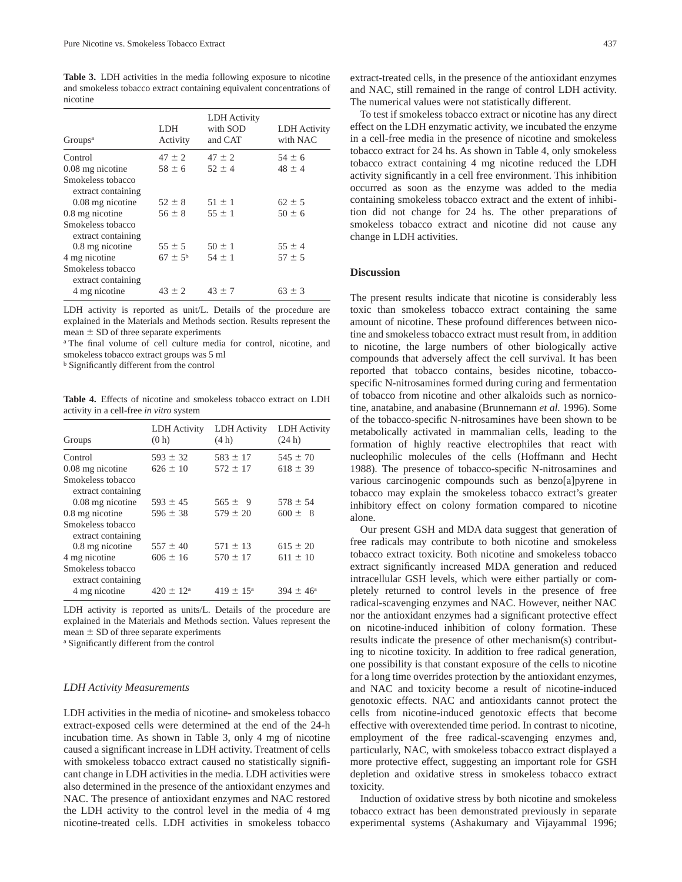**Table 3.** LDH activities in the media following exposure to nicotine and smokeless tobacco extract containing equivalent concentrations of nicotine

| Groups[a] | LDH Activity | LDH Activity with SOD and CAT | LDH Activity with NAC |
|---|---|---|---|
| Control | 47 ± 2 | 47 ± 2 | 54 ± 6 |
| 0.08 mg nicotine | 58 ± 6 | 52 ± 4 | 48 ± 4 |
| Smokeless tobacco extract containing 0.08 mg nicotine | 52 ± 8 | 51 ± 1 | 62 ± 5 |
| 0.8 mg nicotine | 56 ± 8 | 55 ± 1 | 50 ± 6 |
| Smokeless tobacco extract containing 0.8 mg nicotine | 55 ± 5 | 50 ± 1 | 55 ± 4 |
| 4 mg nicotine | 67 ± 5[b] | 54 ± 1 | 57 ± 5 |
| Smokeless tobacco extract containing 4 mg nicotine | 43 ± 2 | 43 ± 7 | 63 ± 3 |

LDH activity is reported as unit/L. Details of the procedure are explained in the Materials and Methods section. Results represent the mean ± SD of three separate experiments

[a] The final volume of cell culture media for control, nicotine, and smokeless tobacco extract groups was 5 ml

[b] Significantly different from the control

**Table 4.** Effects of nicotine and smokeless tobacco extract on LDH activity in a cell-free *in vitro* system

| Groups | LDH Activity (0 h) | LDH Activity (4 h) | LDH Activity (24 h) |
|---|---|---|---|
| Control | 593 ± 32 | 583 ± 17 | 545 ± 70 |
| 0.08 mg nicotine | 626 ± 10 | 572 ± 17 | 618 ± 39 |
| Smokeless tobacco extract containing 0.08 mg nicotine | 593 ± 45 | 565 ± 9 | 578 ± 54 |
| 0.8 mg nicotine | 596 ± 38 | 579 ± 20 | 600 ± 8 |
| Smokeless tobacco extract containing 0.8 mg nicotine | 557 ± 40 | 571 ± 13 | 615 ± 20 |
| 4 mg nicotine | 606 ± 16 | 570 ± 17 | 611 ± 10 |
| Smokeless tobacco extract containing 4 mg nicotine | 420 ± 12[a] | 419 ± 15[a] | 394 ± 46[a] |

LDH activity is reported as units/L. Details of the procedure are explained in the Materials and Methods section. Values represent the mean ± SD of three separate experiments

[a] Significantly different from the control

### *LDH Activity Measurements*

LDH activities in the media of nicotine- and smokeless tobacco extract-exposed cells were determined at the end of the 24-h incubation time. As shown in Table 3, only 4 mg of nicotine caused a significant increase in LDH activity. Treatment of cells with smokeless tobacco extract caused no statistically significant change in LDH activities in the media. LDH activities were also determined in the presence of the antioxidant enzymes and NAC. The presence of antioxidant enzymes and NAC restored the LDH activity to the control level in the media of 4 mg nicotine-treated cells. LDH activities in smokeless tobacco extract-treated cells, in the presence of the antioxidant enzymes and NAC, still remained in the range of control LDH activity. The numerical values were not statistically different.

To test if smokeless tobacco extract or nicotine has any direct effect on the LDH enzymatic activity, we incubated the enzyme in a cell-free media in the presence of nicotine and smokeless tobacco extract for 24 hs. As shown in Table 4, only smokeless tobacco extract containing 4 mg nicotine reduced the LDH activity significantly in a cell free environment. This inhibition occurred as soon as the enzyme was added to the media containing smokeless tobacco extract and the extent of inhibition did not change for 24 hs. The other preparations of smokeless tobacco extract and nicotine did not cause any change in LDH activities.

## Discussion

The present results indicate that nicotine is considerably less toxic than smokeless tobacco extract containing the same amount of nicotine. These profound differences between nicotine and smokeless tobacco extract must result from, in addition to nicotine, the large numbers of other biologically active compounds that adversely affect the cell survival. It has been reported that tobacco contains, besides nicotine, tobacco-specific N-nitrosamines formed during curing and fermentation of tobacco from nicotine and other alkaloids such as nornicotine, anatabine, and anabasine (Brunnemann *et al.* 1996). Some of the tobacco-specific N-nitrosamines have been shown to be metabolically activated in mammalian cells, leading to the formation of highly reactive electrophiles that react with nucleophilic molecules of the cells (Hoffmann and Hecht 1988). The presence of tobacco-specific N-nitrosamines and various carcinogenic compounds such as benzo[a]pyrene in tobacco may explain the smokeless tobacco extract's greater inhibitory effect on colony formation compared to nicotine alone.

Our present GSH and MDA data suggest that generation of free radicals may contribute to both nicotine and smokeless tobacco extract toxicity. Both nicotine and smokeless tobacco extract significantly increased MDA generation and reduced intracellular GSH levels, which were either partially or completely returned to control levels in the presence of free radical-scavenging enzymes and NAC. However, neither NAC nor the antioxidant enzymes had a significant protective effect on nicotine-induced inhibition of colony formation. These results indicate the presence of other mechanism(s) contributing to nicotine toxicity. In addition to free radical generation, one possibility is that constant exposure of the cells to nicotine for a long time overrides protection by the antioxidant enzymes, and NAC and toxicity become a result of nicotine-induced genotoxic effects. NAC and antioxidants cannot protect the cells from nicotine-induced genotoxic effects that become effective with overextended time period. In contrast to nicotine, employment of the free radical-scavenging enzymes and, particularly, NAC, with smokeless tobacco extract displayed a more protective effect, suggesting an important role for GSH depletion and oxidative stress in smokeless tobacco extract toxicity.

Induction of oxidative stress by both nicotine and smokeless tobacco extract has been demonstrated previously in separate experimental systems (Ashakumary and Vijayammal 1996;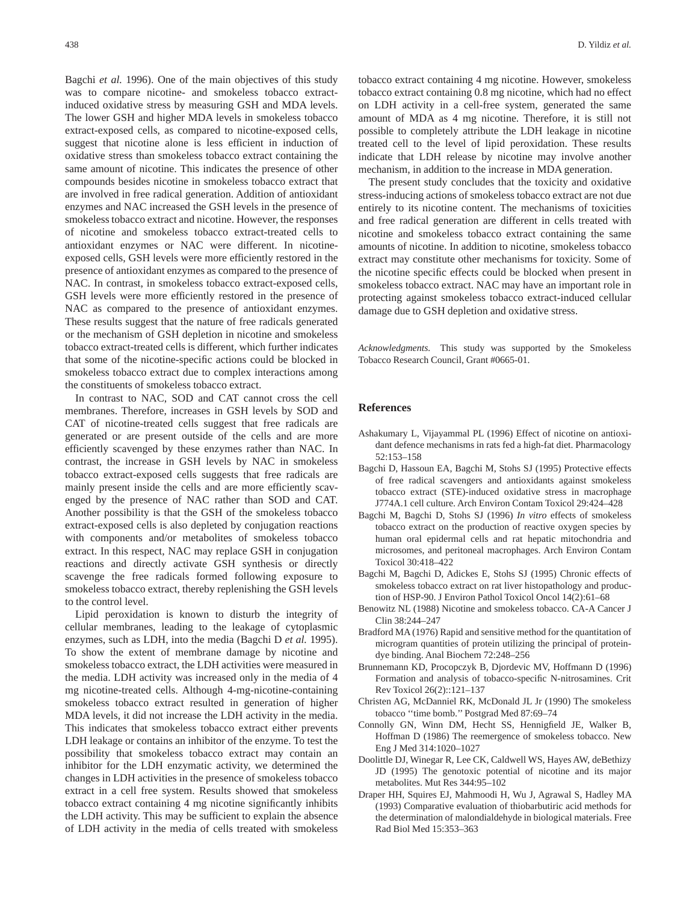Bagchi *et al.* 1996). One of the main objectives of this study was to compare nicotine- and smokeless tobacco extract-induced oxidative stress by measuring GSH and MDA levels. The lower GSH and higher MDA levels in smokeless tobacco extract-exposed cells, as compared to nicotine-exposed cells, suggest that nicotine alone is less efficient in induction of oxidative stress than smokeless tobacco extract containing the same amount of nicotine. This indicates the presence of other compounds besides nicotine in smokeless tobacco extract that are involved in free radical generation. Addition of antioxidant enzymes and NAC increased the GSH levels in the presence of smokeless tobacco extract and nicotine. However, the responses of nicotine and smokeless tobacco extract-treated cells to antioxidant enzymes or NAC were different. In nicotine-exposed cells, GSH levels were more efficiently restored in the presence of antioxidant enzymes as compared to the presence of NAC. In contrast, in smokeless tobacco extract-exposed cells, GSH levels were more efficiently restored in the presence of NAC as compared to the presence of antioxidant enzymes. These results suggest that the nature of free radicals generated or the mechanism of GSH depletion in nicotine and smokeless tobacco extract-treated cells is different, which further indicates that some of the nicotine-specific actions could be blocked in smokeless tobacco extract due to complex interactions among the constituents of smokeless tobacco extract.

In contrast to NAC, SOD and CAT cannot cross the cell membranes. Therefore, increases in GSH levels by SOD and CAT of nicotine-treated cells suggest that free radicals are generated or are present outside of the cells and are more efficiently scavenged by these enzymes rather than NAC. In contrast, the increase in GSH levels by NAC in smokeless tobacco extract-exposed cells suggests that free radicals are mainly present inside the cells and are more efficiently scavenged by the presence of NAC rather than SOD and CAT. Another possibility is that the GSH of the smokeless tobacco extract-exposed cells is also depleted by conjugation reactions with components and/or metabolites of smokeless tobacco extract. In this respect, NAC may replace GSH in conjugation reactions and directly activate GSH synthesis or directly scavenge the free radicals formed following exposure to smokeless tobacco extract, thereby replenishing the GSH levels to the control level.

Lipid peroxidation is known to disturb the integrity of cellular membranes, leading to the leakage of cytoplasmic enzymes, such as LDH, into the media (Bagchi D *et al.* 1995). To show the extent of membrane damage by nicotine and smokeless tobacco extract, the LDH activities were measured in the media. LDH activity was increased only in the media of 4 mg nicotine-treated cells. Although 4-mg-nicotine-containing smokeless tobacco extract resulted in generation of higher MDA levels, it did not increase the LDH activity in the media. This indicates that smokeless tobacco extract either prevents LDH leakage or contains an inhibitor of the enzyme. To test the possibility that smokeless tobacco extract may contain an inhibitor for the LDH enzymatic activity, we determined the changes in LDH activities in the presence of smokeless tobacco extract in a cell free system. Results showed that smokeless tobacco extract containing 4 mg nicotine significantly inhibits the LDH activity. This may be sufficient to explain the absence of LDH activity in the media of cells treated with smokeless tobacco extract containing 4 mg nicotine. However, smokeless tobacco extract containing 0.8 mg nicotine, which had no effect on LDH activity in a cell-free system, generated the same amount of MDA as 4 mg nicotine. Therefore, it is still not possible to completely attribute the LDH leakage in nicotine treated cell to the level of lipid peroxidation. These results indicate that LDH release by nicotine may involve another mechanism, in addition to the increase in MDA generation.

The present study concludes that the toxicity and oxidative stress-inducing actions of smokeless tobacco extract are not due entirely to its nicotine content. The mechanisms of toxicities and free radical generation are different in cells treated with nicotine and smokeless tobacco extract containing the same amounts of nicotine. In addition to nicotine, smokeless tobacco extract may constitute other mechanisms for toxicity. Some of the nicotine specific effects could be blocked when present in smokeless tobacco extract. NAC may have an important role in protecting against smokeless tobacco extract-induced cellular damage due to GSH depletion and oxidative stress.

*Acknowledgments.* This study was supported by the Smokeless Tobacco Research Council, Grant #0665-01.

## References

Ashakumary L, Vijayammal PL (1996) Effect of nicotine on antioxidant defence mechanisms in rats fed a high-fat diet. Pharmacology 52:153–158

Bagchi D, Hassoun EA, Bagchi M, Stohs SJ (1995) Protective effects of free radical scavengers and antioxidants against smokeless tobacco extract (STE)-induced oxidative stress in macrophage J774A.1 cell culture. Arch Environ Contam Toxicol 29:424–428

Bagchi M, Bagchi D, Stohs SJ (1996) *In vitro* effects of smokeless tobacco extract on the production of reactive oxygen species by human oral epidermal cells and rat hepatic mitochondria and microsomes, and peritoneal macrophages. Arch Environ Contam Toxicol 30:418–422

Bagchi M, Bagchi D, Adickes E, Stohs SJ (1995) Chronic effects of smokeless tobacco extract on rat liver histopathology and production of HSP-90. J Environ Pathol Toxicol Oncol 14(2):61–68

Benowitz NL (1988) Nicotine and smokeless tobacco. CA-A Cancer J Clin 38:244–247

Bradford MA (1976) Rapid and sensitive method for the quantitation of microgram quantities of protein utilizing the principal of protein-dye binding. Anal Biochem 72:248–256

Brunnemann KD, Procopczyk B, Djordevic MV, Hoffmann D (1996) Formation and analysis of tobacco-specific N-nitrosamines. Crit Rev Toxicol 26(2)::121–137

Christen AG, McDanniel RK, McDonald JL Jr (1990) The smokeless tobacco ‘‘time bomb.’’ Postgrad Med 87:69–74

Connolly GN, Winn DM, Hecht SS, Hennigfield JE, Walker B, Hoffman D (1986) The reemergence of smokeless tobacco. New Eng J Med 314:1020–1027

Doolittle DJ, Winegar R, Lee CK, Caldwell WS, Hayes AW, deBethizy JD (1995) The genotoxic potential of nicotine and its major metabolites. Mut Res 344:95–102

Draper HH, Squires EJ, Mahmoodi H, Wu J, Agrawal S, Hadley MA (1993) Comparative evaluation of thiobarbutiric acid methods for the determination of malondialdehyde in biological materials. Free Rad Biol Med 15:353–363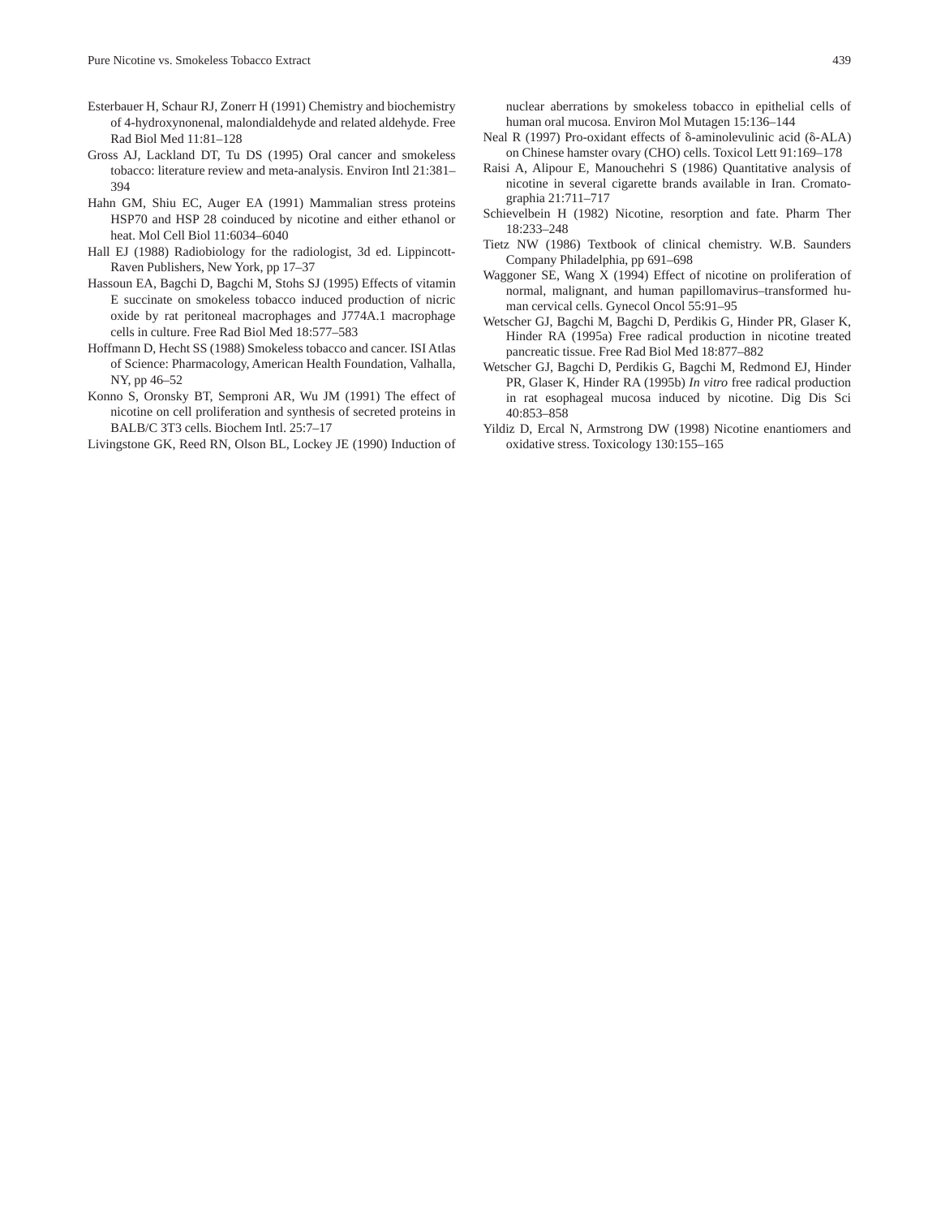Esterbauer H, Schaur RJ, Zonerr H (1991) Chemistry and biochemistry of 4-hydroxynonenal, malondialdehyde and related aldehyde. Free Rad Biol Med 11:81–128

Gross AJ, Lackland DT, Tu DS (1995) Oral cancer and smokeless tobacco: literature review and meta-analysis. Environ Intl 21:381–394

Hahn GM, Shiu EC, Auger EA (1991) Mammalian stress proteins HSP70 and HSP 28 coinduced by nicotine and either ethanol or heat. Mol Cell Biol 11:6034–6040

Hall EJ (1988) Radiobiology for the radiologist, 3d ed. Lippincott-Raven Publishers, New York, pp 17–37

Hassoun EA, Bagchi D, Bagchi M, Stohs SJ (1995) Effects of vitamin E succinate on smokeless tobacco induced production of nicric oxide by rat peritoneal macrophages and J774A.1 macrophage cells in culture. Free Rad Biol Med 18:577–583

Hoffmann D, Hecht SS (1988) Smokeless tobacco and cancer. ISI Atlas of Science: Pharmacology, American Health Foundation, Valhalla, NY, pp 46–52

Konno S, Oronsky BT, Semproni AR, Wu JM (1991) The effect of nicotine on cell proliferation and synthesis of secreted proteins in BALB/C 3T3 cells. Biochem Intl. 25:7–17

Livingstone GK, Reed RN, Olson BL, Lockey JE (1990) Induction of nuclear aberrations by smokeless tobacco in epithelial cells of human oral mucosa. Environ Mol Mutagen 15:136–144

Neal R (1997) Pro-oxidant effects of δ-aminolevulinic acid (δ-ALA) on Chinese hamster ovary (CHO) cells. Toxicol Lett 91:169–178

Raisi A, Alipour E, Manouchehri S (1986) Quantitative analysis of nicotine in several cigarette brands available in Iran. Cromatographia 21:711–717

Schievelbein H (1982) Nicotine, resorption and fate. Pharm Ther 18:233–248

Tietz NW (1986) Textbook of clinical chemistry. W.B. Saunders Company Philadelphia, pp 691–698

Waggoner SE, Wang X (1994) Effect of nicotine on proliferation of normal, malignant, and human papillomavirus–transformed human cervical cells. Gynecol Oncol 55:91–95

Wetscher GJ, Bagchi M, Bagchi D, Perdikis G, Hinder PR, Glaser K, Hinder RA (1995a) Free radical production in nicotine treated pancreatic tissue. Free Rad Biol Med 18:877–882

Wetscher GJ, Bagchi D, Perdikis G, Bagchi M, Redmond EJ, Hinder PR, Glaser K, Hinder RA (1995b) *In vitro* free radical production in rat esophageal mucosa induced by nicotine. Dig Dis Sci 40:853–858

Yildiz D, Ercal N, Armstrong DW (1998) Nicotine enantiomers and oxidative stress. Toxicology 130:155–165